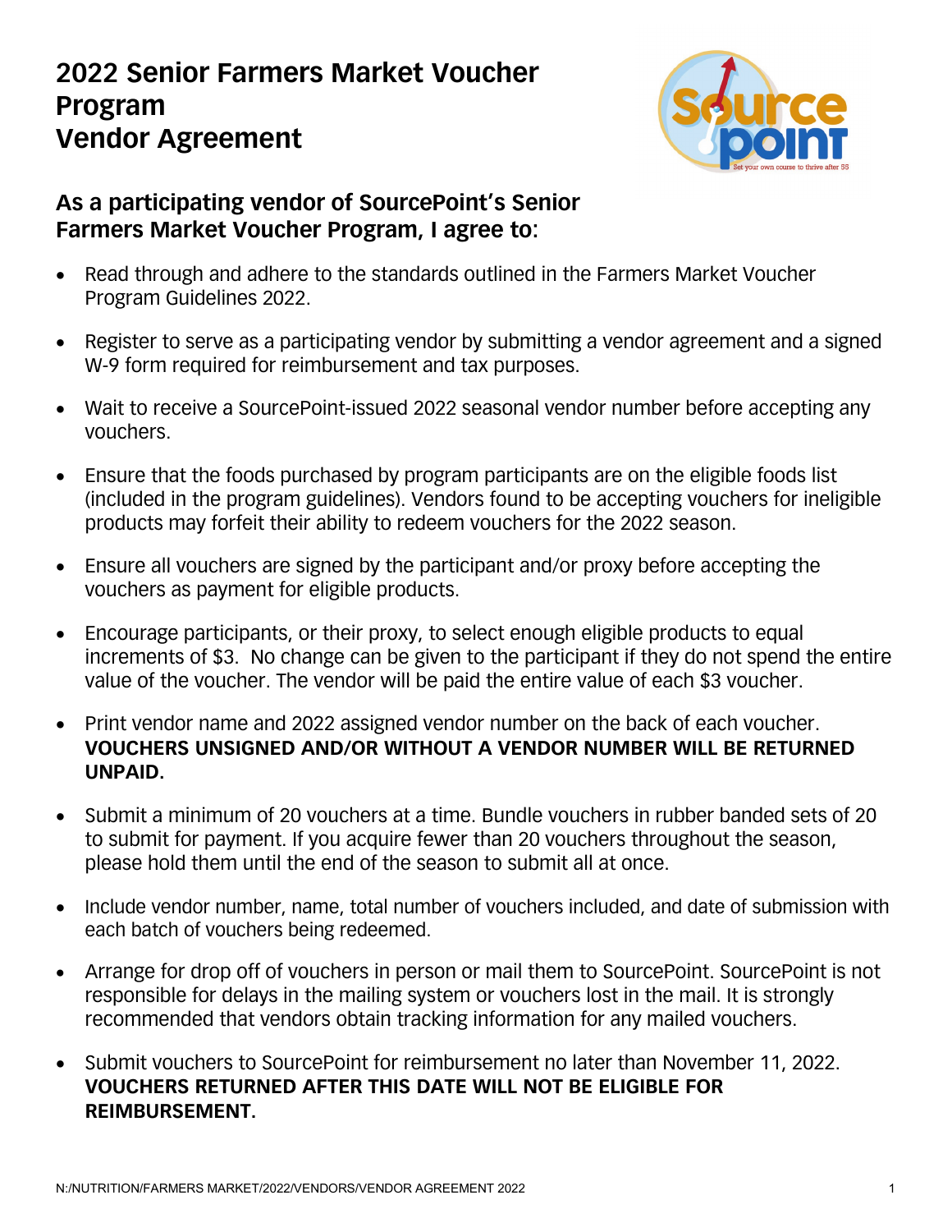# 2022 Senior Farmers Market Voucher Program Vendor Agreement

## As a participating vendor of SourcePoint's Senior Farmers Market Voucher Program, I agree to:

- Read through and adhere to the standards outlined in the Farmers Market Voucher Program Guidelines 2022.
- Register to serve as a participating vendor by submitting a vendor agreement and a signed W-9 form required for reimbursement and tax purposes.
- Wait to receive a SourcePoint-issued 2022 seasonal vendor number before accepting any vouchers.
- Ensure that the foods purchased by program participants are on the eligible foods list (included in the program guidelines). Vendors found to be accepting vouchers for ineligible products may forfeit their ability to redeem vouchers for the 2022 season.
- Ensure all vouchers are signed by the participant and/or proxy before accepting the vouchers as payment for eligible products.
- Encourage participants, or their proxy, to select enough eligible products to equal increments of $3. No change can be given to the participant if they do not spend the entire value of the voucher. The vendor will be paid the entire value of each $3 voucher.
- Print vendor name and 2022 assigned vendor number on the back of each voucher. **VOUCHERS UNSIGNED AND/OR WITHOUT A VENDOR NUMBER WILL BE RETURNED UNPAID.**
- Submit a minimum of 20 vouchers at a time. Bundle vouchers in rubber banded sets of 20 to submit for payment. If you acquire fewer than 20 vouchers throughout the season, please hold them until the end of the season to submit all at once.
- Include vendor number, name, total number of vouchers included, and date of submission with each batch of vouchers being redeemed.
- Arrange for drop off of vouchers in person or mail them to SourcePoint. SourcePoint is not responsible for delays in the mailing system or vouchers lost in the mail. It is strongly recommended that vendors obtain tracking information for any mailed vouchers.
- Submit vouchers to SourcePoint for reimbursement no later than November 11, 2022. **VOUCHERS RETURNED AFTER THIS DATE WILL NOT BE ELIGIBLE FOR REIMBURSEMENT.**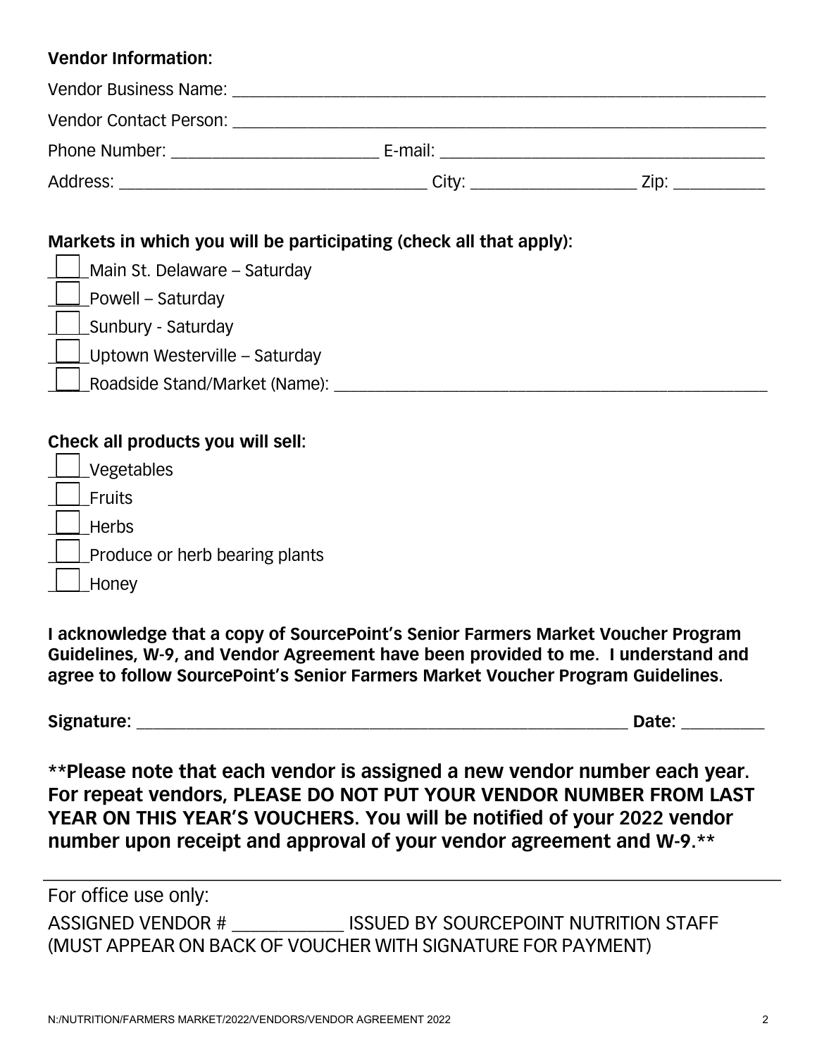**Vendor Information:**

Vendor Business Name: ___________________________________________________________

Vendor Contact Person: ___________________________________________________________

Phone Number: ______________________ E-mail: __________________________________

Address: _________________________________ City: __________________ Zip: __________

**Markets in which you will be participating (check all that apply):**

- ☐ Main St. Delaware – Saturday
- ☐ Powell – Saturday
- ☐ Sunbury - Saturday
- ☐ Uptown Westerville – Saturday
- ☐ Roadside Stand/Market (Name): _______________________________________________

**Check all products you will sell:**

- ☐ Vegetables
- ☐ Fruits
- ☐ Herbs
- ☐ Produce or herb bearing plants
- ☐ Honey

**I acknowledge that a copy of SourcePoint's Senior Farmers Market Voucher Program Guidelines, W-9, and Vendor Agreement have been provided to me. I understand and agree to follow SourcePoint's Senior Farmers Market Voucher Program Guidelines.**

**Signature:** _______________________________________________________ **Date:** _________

**\*\*Please note that each vendor is assigned a new vendor number each year. For repeat vendors, PLEASE DO NOT PUT YOUR VENDOR NUMBER FROM LAST YEAR ON THIS YEAR'S VOUCHERS. You will be notified of your 2022 vendor number upon receipt and approval of your vendor agreement and W-9.\*\***

---

For office use only:

ASSIGNED VENDOR # ___________ ISSUED BY SOURCEPOINT NUTRITION STAFF
(MUST APPEAR ON BACK OF VOUCHER WITH SIGNATURE FOR PAYMENT)

N:/NUTRITION/FARMERS MARKET/2022/VENDORS/VENDOR AGREEMENT 2022